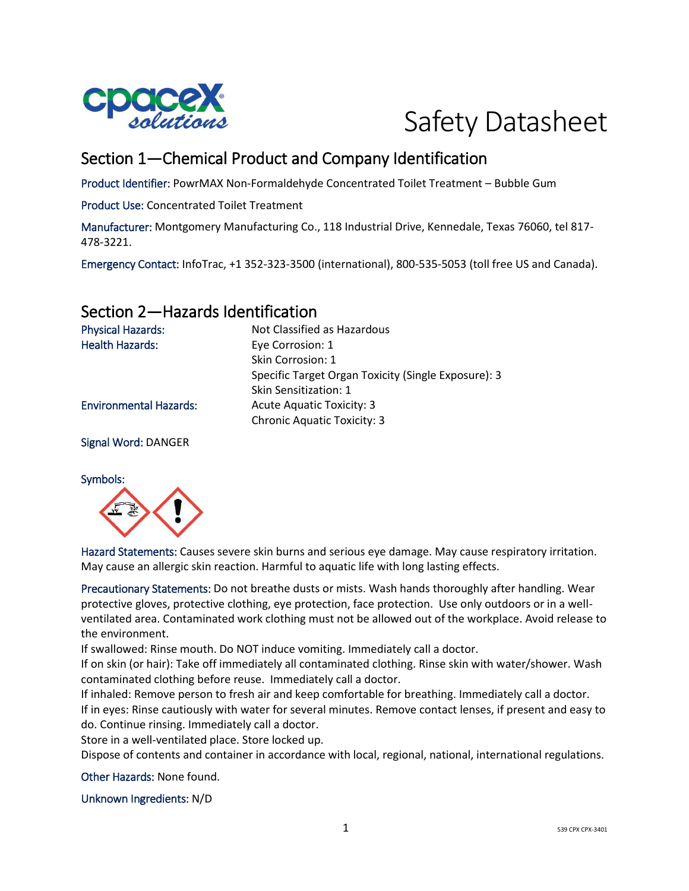# Safety Datasheet

## Section 1—Chemical Product and Company Identification

Product Identifier: PowrMAX Non-Formaldehyde Concentrated Toilet Treatment – Bubble Gum

Product Use: Concentrated Toilet Treatment

Manufacturer: Montgomery Manufacturing Co., 118 Industrial Drive, Kennedale, Texas 76060, tel 817-478-3221.

Emergency Contact: InfoTrac, +1 352-323-3500 (international), 800-535-5053 (toll free US and Canada).

## Section 2—Hazards Identification

| | |
|---|---|
| Physical Hazards: | Not Classified as Hazardous |
| Health Hazards: | Eye Corrosion: 1 |
| | Skin Corrosion: 1 |
| | Specific Target Organ Toxicity (Single Exposure): 3 |
| | Skin Sensitization: 1 |
| Environmental Hazards: | Acute Aquatic Toxicity: 3 |
| | Chronic Aquatic Toxicity: 3 |

Signal Word: DANGER

Symbols:

Hazard Statements: Causes severe skin burns and serious eye damage. May cause respiratory irritation. May cause an allergic skin reaction. Harmful to aquatic life with long lasting effects.

Precautionary Statements: Do not breathe dusts or mists. Wash hands thoroughly after handling. Wear protective gloves, protective clothing, eye protection, face protection. Use only outdoors or in a well-ventilated area. Contaminated work clothing must not be allowed out of the workplace. Avoid release to the environment.
If swallowed: Rinse mouth. Do NOT induce vomiting. Immediately call a doctor.
If on skin (or hair): Take off immediately all contaminated clothing. Rinse skin with water/shower. Wash contaminated clothing before reuse. Immediately call a doctor.
If inhaled: Remove person to fresh air and keep comfortable for breathing. Immediately call a doctor.
If in eyes: Rinse cautiously with water for several minutes. Remove contact lenses, if present and easy to do. Continue rinsing. Immediately call a doctor.
Store in a well-ventilated place. Store locked up.
Dispose of contents and container in accordance with local, regional, national, international regulations.

Other Hazards: None found.

Unknown Ingredients: N/D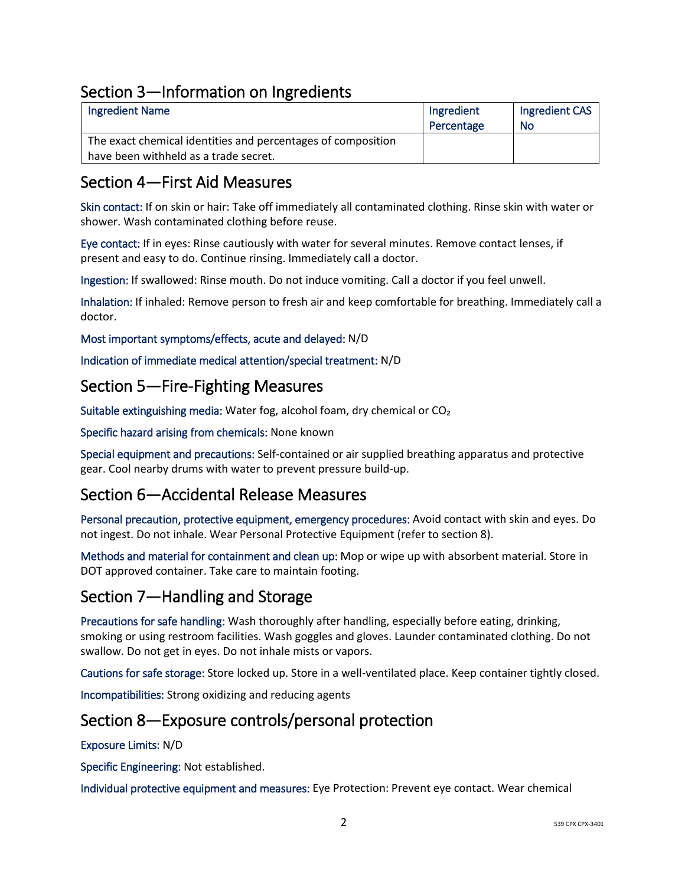## Section 3—Information on Ingredients

| Ingredient Name | Ingredient Percentage | Ingredient CAS No |
|---|---|---|
| The exact chemical identities and percentages of composition have been withheld as a trade secret. | | |

## Section 4—First Aid Measures

Skin contact: If on skin or hair: Take off immediately all contaminated clothing. Rinse skin with water or shower. Wash contaminated clothing before reuse.

Eye contact: If in eyes: Rinse cautiously with water for several minutes. Remove contact lenses, if present and easy to do. Continue rinsing. Immediately call a doctor.

Ingestion: If swallowed: Rinse mouth. Do not induce vomiting. Call a doctor if you feel unwell.

Inhalation: If inhaled: Remove person to fresh air and keep comfortable for breathing. Immediately call a doctor.

Most important symptoms/effects, acute and delayed: N/D

Indication of immediate medical attention/special treatment: N/D

## Section 5—Fire-Fighting Measures

Suitable extinguishing media: Water fog, alcohol foam, dry chemical or $CO_2$

Specific hazard arising from chemicals: None known

Special equipment and precautions: Self-contained or air supplied breathing apparatus and protective gear. Cool nearby drums with water to prevent pressure build-up.

## Section 6—Accidental Release Measures

Personal precaution, protective equipment, emergency procedures: Avoid contact with skin and eyes. Do not ingest. Do not inhale. Wear Personal Protective Equipment (refer to section 8).

Methods and material for containment and clean up: Mop or wipe up with absorbent material. Store in DOT approved container. Take care to maintain footing.

## Section 7—Handling and Storage

Precautions for safe handling: Wash thoroughly after handling, especially before eating, drinking, smoking or using restroom facilities. Wash goggles and gloves. Launder contaminated clothing. Do not swallow. Do not get in eyes. Do not inhale mists or vapors.

Cautions for safe storage: Store locked up. Store in a well-ventilated place. Keep container tightly closed.

Incompatibilities: Strong oxidizing and reducing agents

## Section 8—Exposure controls/personal protection

Exposure Limits: N/D

Specific Engineering: Not established.

Individual protective equipment and measures: Eye Protection: Prevent eye contact. Wear chemical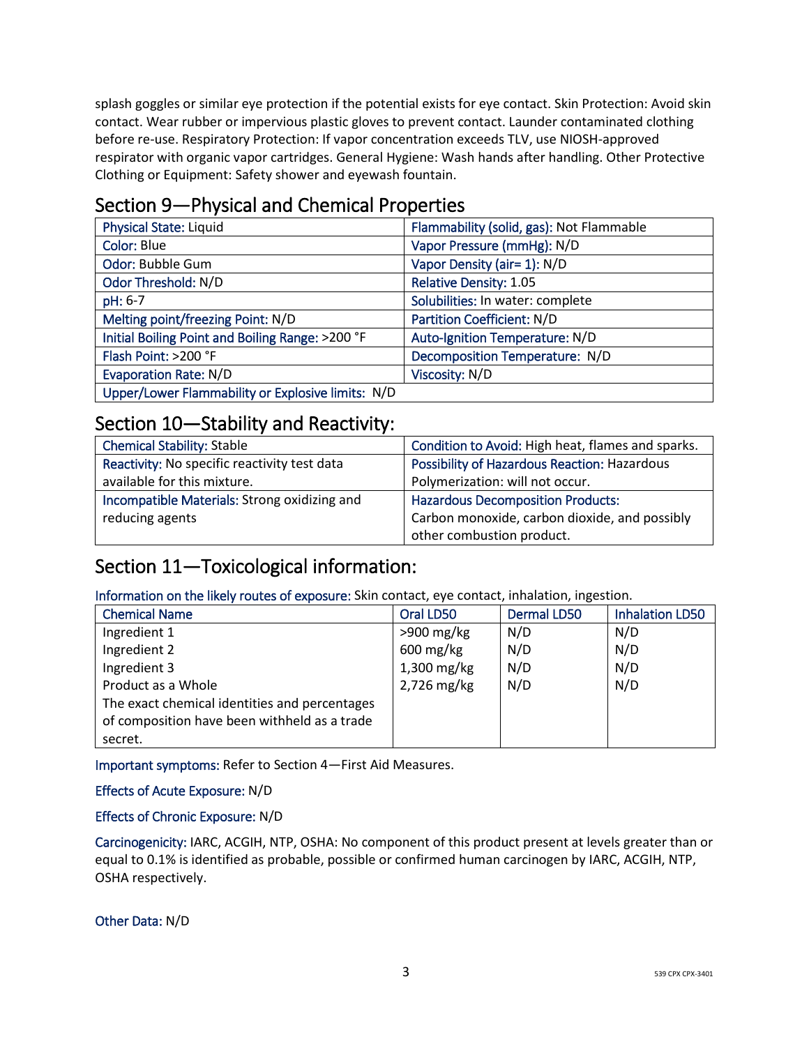splash goggles or similar eye protection if the potential exists for eye contact. Skin Protection: Avoid skin contact. Wear rubber or impervious plastic gloves to prevent contact. Launder contaminated clothing before re-use. Respiratory Protection: If vapor concentration exceeds TLV, use NIOSH-approved respirator with organic vapor cartridges. General Hygiene: Wash hands after handling. Other Protective Clothing or Equipment: Safety shower and eyewash fountain.

## Section 9—Physical and Chemical Properties

| Physical State: Liquid | Flammability (solid, gas): Not Flammable |
|---|---|
| Color: Blue | Vapor Pressure (mmHg): N/D |
| Odor: Bubble Gum | Vapor Density (air= 1): N/D |
| Odor Threshold: N/D | Relative Density: 1.05 |
| pH: 6-7 | Solubilities: In water: complete |
| Melting point/freezing Point: N/D | Partition Coefficient: N/D |
| Initial Boiling Point and Boiling Range: >200 °F | Auto-Ignition Temperature: N/D |
| Flash Point: >200 °F | Decomposition Temperature: N/D |
| Evaporation Rate: N/D | Viscosity: N/D |
| Upper/Lower Flammability or Explosive limits: N/D | |

## Section 10—Stability and Reactivity:

| Chemical Stability: Stable | Condition to Avoid: High heat, flames and sparks. |
|---|---|
| Reactivity: No specific reactivity test data available for this mixture. | Possibility of Hazardous Reaction: Hazardous Polymerization: will not occur. |
| Incompatible Materials: Strong oxidizing and reducing agents | Hazardous Decomposition Products: Carbon monoxide, carbon dioxide, and possibly other combustion product. |

## Section 11—Toxicological information:

Information on the likely routes of exposure: Skin contact, eye contact, inhalation, ingestion.

| Chemical Name | Oral LD50 | Dermal LD50 | Inhalation LD50 |
|---|---|---|---|
| Ingredient 1 | >900 mg/kg | N/D | N/D |
| Ingredient 2 | 600 mg/kg | N/D | N/D |
| Ingredient 3 | 1,300 mg/kg | N/D | N/D |
| Product as a Whole | 2,726 mg/kg | N/D | N/D |
| The exact chemical identities and percentages of composition have been withheld as a trade secret. | | | |

Important symptoms: Refer to Section 4—First Aid Measures.

Effects of Acute Exposure: N/D

Effects of Chronic Exposure: N/D

Carcinogenicity: IARC, ACGIH, NTP, OSHA: No component of this product present at levels greater than or equal to 0.1% is identified as probable, possible or confirmed human carcinogen by IARC, ACGIH, NTP, OSHA respectively.

Other Data: N/D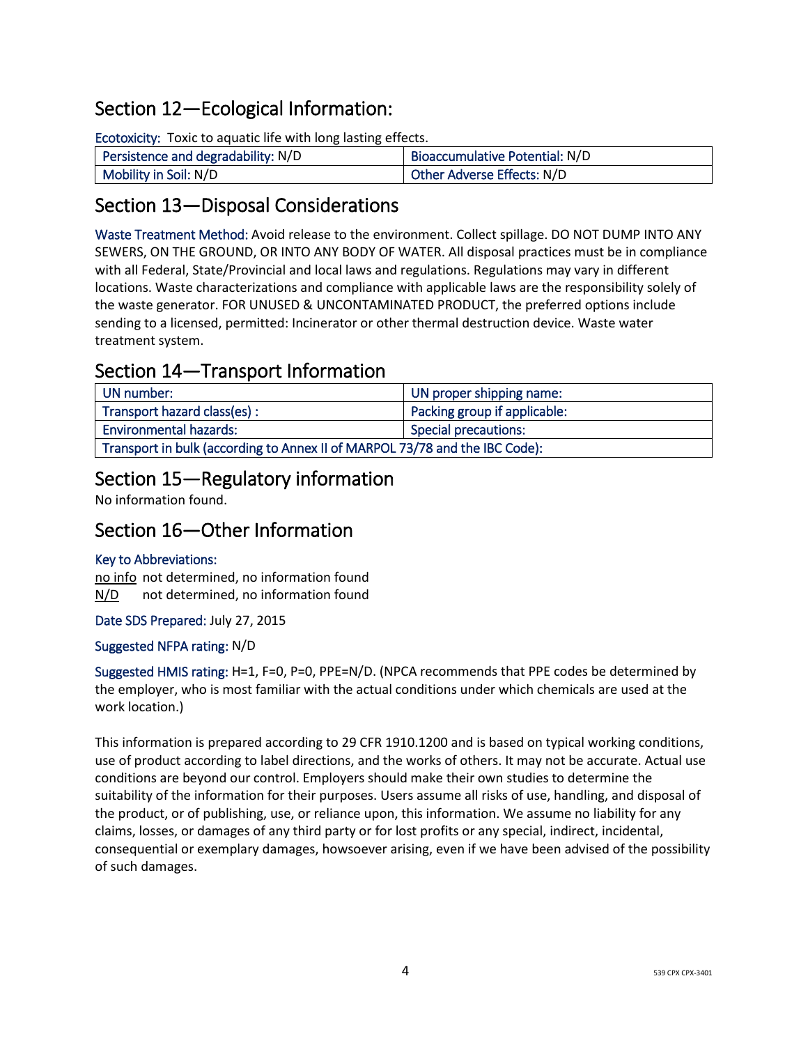## Section 12—Ecological Information:

Ecotoxicity: Toxic to aquatic life with long lasting effects.

| | |
|---|---|
| Persistence and degradability: N/D | Bioaccumulative Potential: N/D |
| Mobility in Soil: N/D | Other Adverse Effects: N/D |

## Section 13—Disposal Considerations

Waste Treatment Method: Avoid release to the environment. Collect spillage. DO NOT DUMP INTO ANY SEWERS, ON THE GROUND, OR INTO ANY BODY OF WATER. All disposal practices must be in compliance with all Federal, State/Provincial and local laws and regulations. Regulations may vary in different locations. Waste characterizations and compliance with applicable laws are the responsibility solely of the waste generator. FOR UNUSED & UNCONTAMINATED PRODUCT, the preferred options include sending to a licensed, permitted: Incinerator or other thermal destruction device. Waste water treatment system.

## Section 14—Transport Information

| | |
|---|---|
| UN number: | UN proper shipping name: |
| Transport hazard class(es) : | Packing group if applicable: |
| Environmental hazards: | Special precautions: |
| Transport in bulk (according to Annex II of MARPOL 73/78 and the IBC Code): | |

## Section 15—Regulatory information

No information found.

## Section 16—Other Information

Key to Abbreviations:

no info not determined, no information found
N/D not determined, no information found

Date SDS Prepared: July 27, 2015

Suggested NFPA rating: N/D

Suggested HMIS rating: H=1, F=0, P=0, PPE=N/D. (NPCA recommends that PPE codes be determined by the employer, who is most familiar with the actual conditions under which chemicals are used at the work location.)

This information is prepared according to 29 CFR 1910.1200 and is based on typical working conditions, use of product according to label directions, and the works of others. It may not be accurate. Actual use conditions are beyond our control. Employers should make their own studies to determine the suitability of the information for their purposes. Users assume all risks of use, handling, and disposal of the product, or of publishing, use, or reliance upon, this information. We assume no liability for any claims, losses, or damages of any third party or for lost profits or any special, indirect, incidental, consequential or exemplary damages, howsoever arising, even if we have been advised of the possibility of such damages.